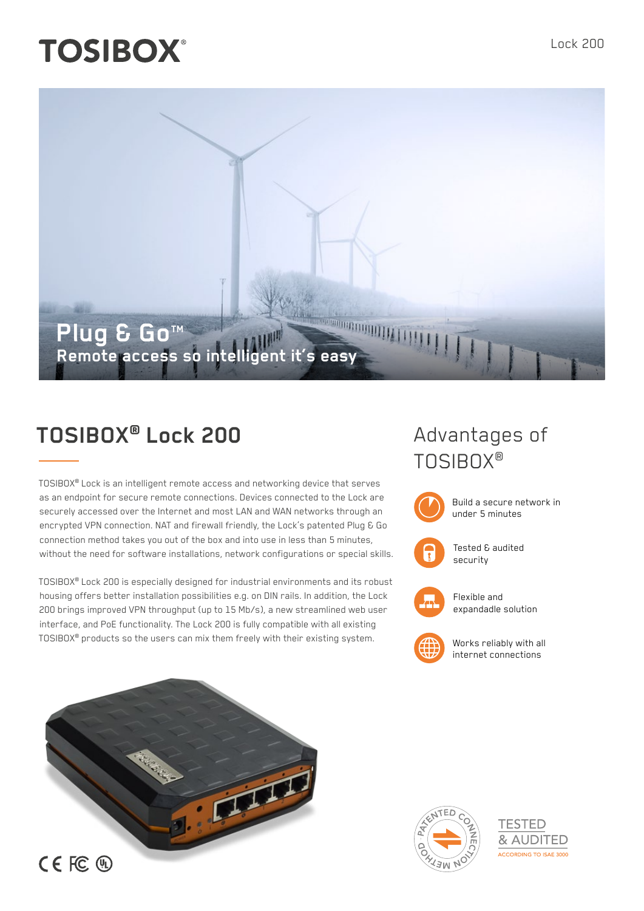# TOSIBOX®

Lock 200

**Plug & Go™**
**Remote access so intelligent it's easy**

## TOSIBOX® Lock 200

TOSIBOX® Lock is an intelligent remote access and networking device that serves as an endpoint for secure remote connections. Devices connected to the Lock are securely accessed over the Internet and most LAN and WAN networks through an encrypted VPN connection. NAT and firewall friendly, the Lock's patented Plug & Go connection method takes you out of the box and into use in less than 5 minutes, without the need for software installations, network configurations or special skills.

TOSIBOX® Lock 200 is especially designed for industrial environments and its robust housing offers better installation possibilities e.g. on DIN rails. In addition, the Lock 200 brings improved VPN throughput (up to 15 Mb/s), a new streamlined web user interface, and PoE functionality. The Lock 200 is fully compatible with all existing TOSIBOX® products so the users can mix them freely with their existing system.

## Advantages of TOSIBOX®

- Build a secure network in under 5 minutes
- Tested & audited security
- Flexible and expandadle solution
- Works reliably with all internet connections

PATENTED CONNECTION METHOD

TESTED & AUDITED
ACCORDING TO ISAE 3000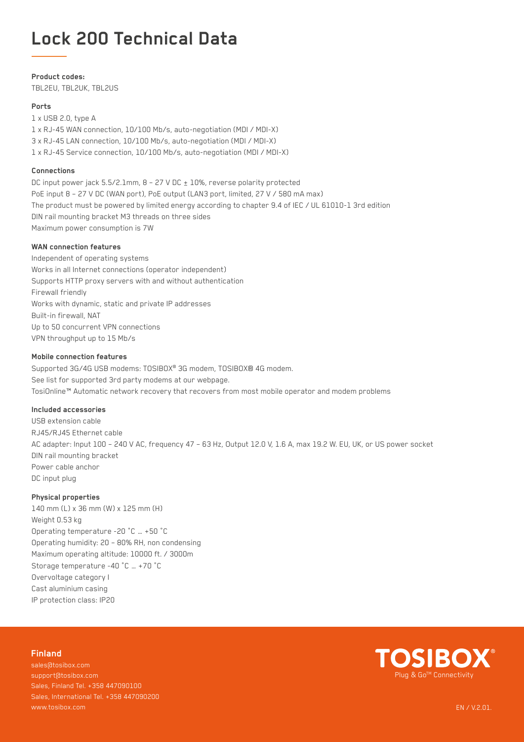# Lock 200 Technical Data

**Product codes:**
TBL2EU, TBL2UK, TBL2US

**Ports**
1 x USB 2.0, type A
1 x RJ-45 WAN connection, 10/100 Mb/s, auto-negotiation (MDI / MDI-X)
3 x RJ-45 LAN connection, 10/100 Mb/s, auto-negotiation (MDI / MDI-X)
1 x RJ-45 Service connection, 10/100 Mb/s, auto-negotiation (MDI / MDI-X)

**Connections**
DC input power jack 5.5/2.1mm, 8 – 27 V DC ± 10%, reverse polarity protected
PoE input 8 – 27 V DC (WAN port), PoE output (LAN3 port, limited, 27 V / 580 mA max)
The product must be powered by limited energy according to chapter 9.4 of IEC / UL 61010-1 3rd edition
DIN rail mounting bracket M3 threads on three sides
Maximum power consumption is 7W

**WAN connection features**
Independent of operating systems
Works in all Internet connections (operator independent)
Supports HTTP proxy servers with and without authentication
Firewall friendly
Works with dynamic, static and private IP addresses
Built-in firewall, NAT
Up to 50 concurrent VPN connections
VPN throughput up to 15 Mb/s

**Mobile connection features**
Supported 3G/4G USB modems: TOSIBOX® 3G modem, TOSIBOX® 4G modem.
See list for supported 3rd party modems at our webpage.
TosiOnline™ Automatic network recovery that recovers from most mobile operator and modem problems

**Included accessories**
USB extension cable
RJ45/RJ45 Ethernet cable
AC adapter: Input 100 – 240 V AC, frequency 47 – 63 Hz, Output 12.0 V, 1.6 A, max 19.2 W. EU, UK, or US power socket
DIN rail mounting bracket
Power cable anchor
DC input plug

**Physical properties**
140 mm (L) x 36 mm (W) x 125 mm (H)
Weight 0.53 kg
Operating temperature -20 ˚C … +50 ˚C
Operating humidity: 20 – 80% RH, non condensing
Maximum operating altitude: 10000 ft. / 3000m
Storage temperature -40 ˚C … +70 ˚C
Overvoltage category I
Cast aluminium casing
IP protection class: IP20

**Finland**
sales@tosibox.com
support@tosibox.com
Sales, Finland Tel. +358 447090100
Sales, International Tel. +358 447090200
www.tosibox.com

TOSIBOX®
Plug & Go™ Connectivity

EN / V.2.01.